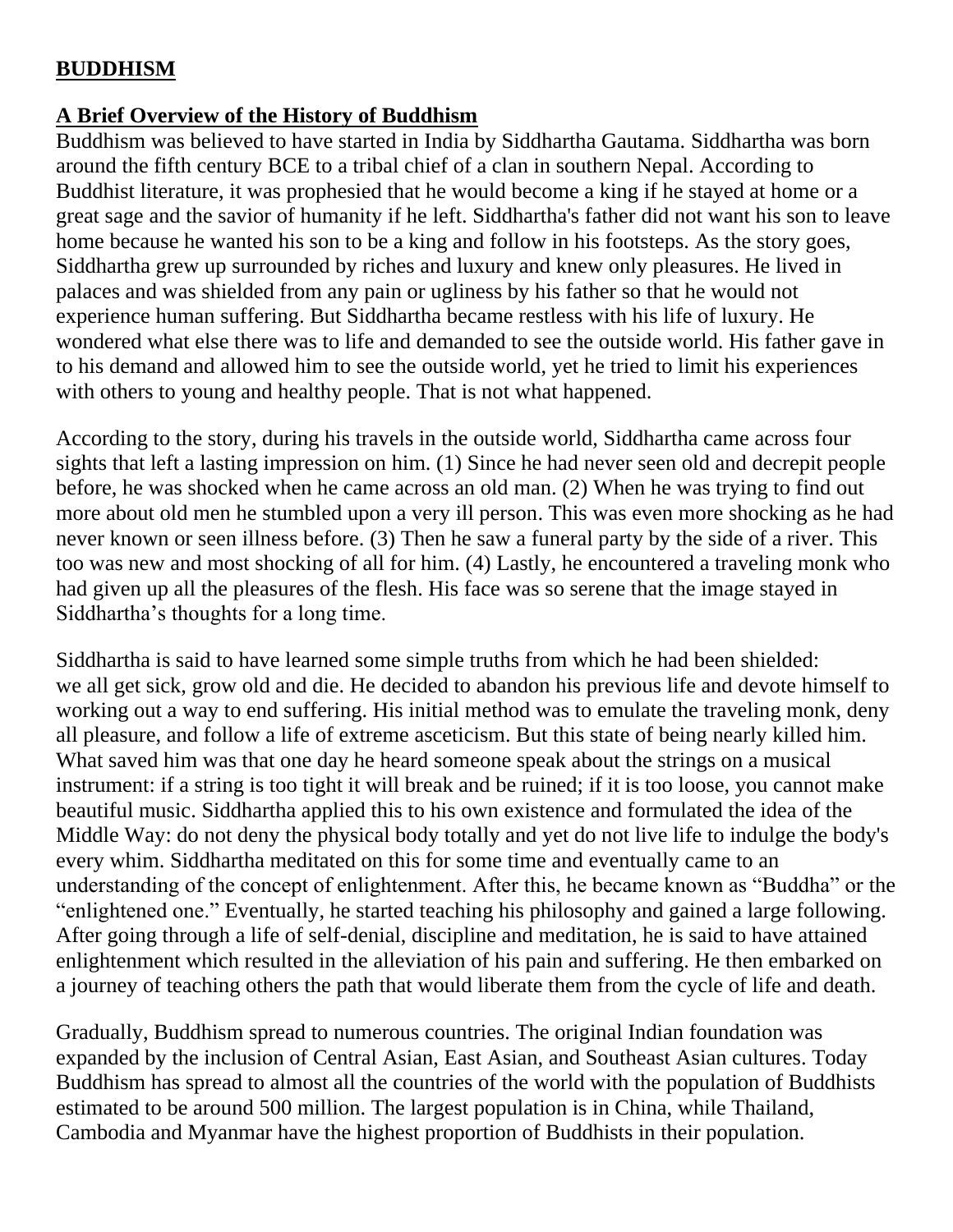# BUDDHISM

## A Brief Overview of the History of Buddhism

Buddhism was believed to have started in India by Siddhartha Gautama. Siddhartha was born around the fifth century BCE to a tribal chief of a clan in southern Nepal. According to Buddhist literature, it was prophesied that he would become a king if he stayed at home or a great sage and the savior of humanity if he left. Siddhartha's father did not want his son to leave home because he wanted his son to be a king and follow in his footsteps. As the story goes, Siddhartha grew up surrounded by riches and luxury and knew only pleasures. He lived in palaces and was shielded from any pain or ugliness by his father so that he would not experience human suffering. But Siddhartha became restless with his life of luxury. He wondered what else there was to life and demanded to see the outside world. His father gave in to his demand and allowed him to see the outside world, yet he tried to limit his experiences with others to young and healthy people. That is not what happened.

According to the story, during his travels in the outside world, Siddhartha came across four sights that left a lasting impression on him. (1) Since he had never seen old and decrepit people before, he was shocked when he came across an old man. (2) When he was trying to find out more about old men he stumbled upon a very ill person. This was even more shocking as he had never known or seen illness before. (3) Then he saw a funeral party by the side of a river. This too was new and most shocking of all for him. (4) Lastly, he encountered a traveling monk who had given up all the pleasures of the flesh. His face was so serene that the image stayed in Siddhartha's thoughts for a long time.

Siddhartha is said to have learned some simple truths from which he had been shielded: we all get sick, grow old and die. He decided to abandon his previous life and devote himself to working out a way to end suffering. His initial method was to emulate the traveling monk, deny all pleasure, and follow a life of extreme asceticism. But this state of being nearly killed him. What saved him was that one day he heard someone speak about the strings on a musical instrument: if a string is too tight it will break and be ruined; if it is too loose, you cannot make beautiful music. Siddhartha applied this to his own existence and formulated the idea of the Middle Way: do not deny the physical body totally and yet do not live life to indulge the body's every whim. Siddhartha meditated on this for some time and eventually came to an understanding of the concept of enlightenment. After this, he became known as "Buddha" or the "enlightened one." Eventually, he started teaching his philosophy and gained a large following. After going through a life of self-denial, discipline and meditation, he is said to have attained enlightenment which resulted in the alleviation of his pain and suffering. He then embarked on a journey of teaching others the path that would liberate them from the cycle of life and death.

Gradually, Buddhism spread to numerous countries. The original Indian foundation was expanded by the inclusion of Central Asian, East Asian, and Southeast Asian cultures. Today Buddhism has spread to almost all the countries of the world with the population of Buddhists estimated to be around 500 million. The largest population is in China, while Thailand, Cambodia and Myanmar have the highest proportion of Buddhists in their population.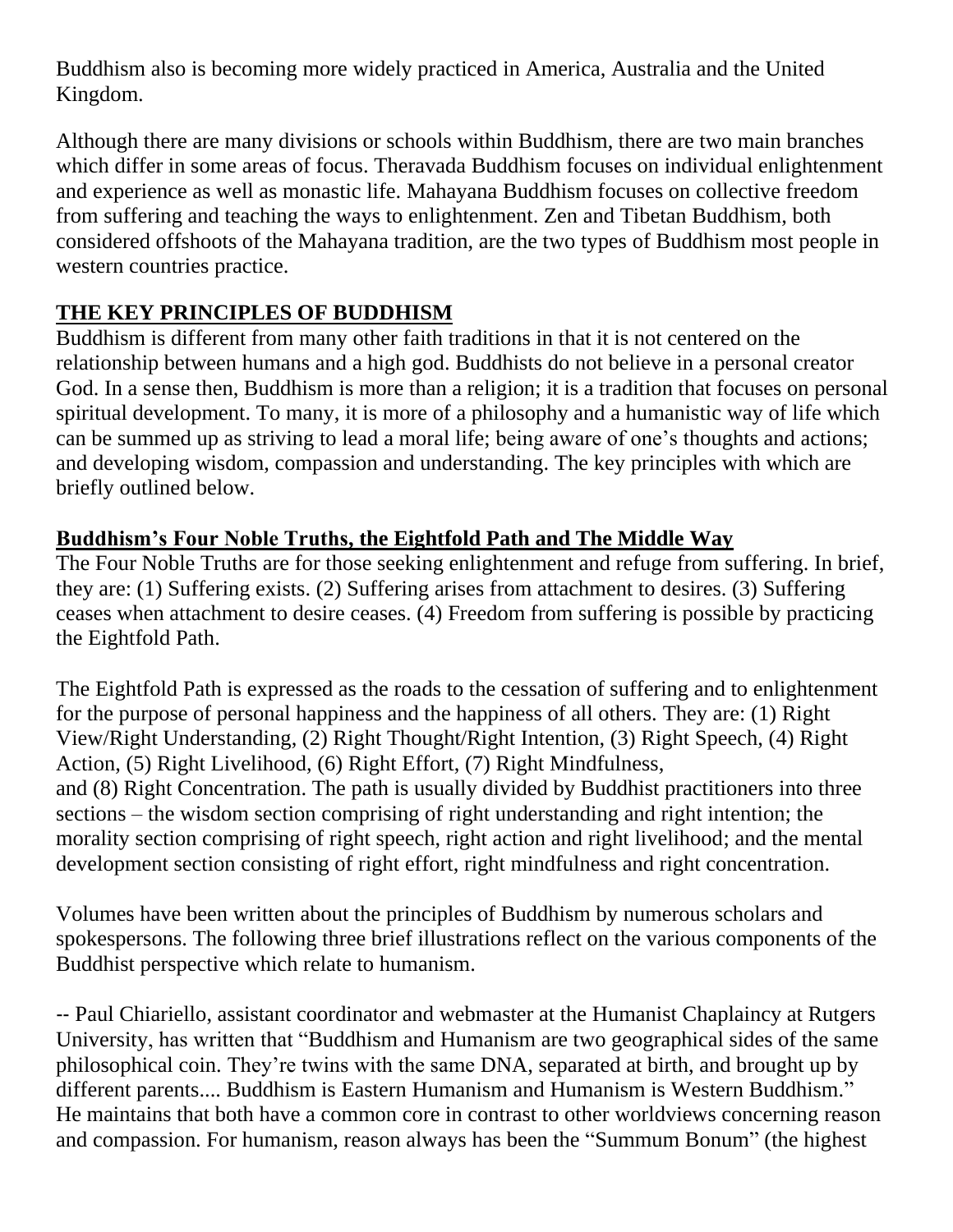Buddhism also is becoming more widely practiced in America, Australia and the United Kingdom.

Although there are many divisions or schools within Buddhism, there are two main branches which differ in some areas of focus. Theravada Buddhism focuses on individual enlightenment and experience as well as monastic life. Mahayana Buddhism focuses on collective freedom from suffering and teaching the ways to enlightenment. Zen and Tibetan Buddhism, both considered offshoots of the Mahayana tradition, are the two types of Buddhism most people in western countries practice.

## THE KEY PRINCIPLES OF BUDDHISM

Buddhism is different from many other faith traditions in that it is not centered on the relationship between humans and a high god. Buddhists do not believe in a personal creator God. In a sense then, Buddhism is more than a religion; it is a tradition that focuses on personal spiritual development. To many, it is more of a philosophy and a humanistic way of life which can be summed up as striving to lead a moral life; being aware of one's thoughts and actions; and developing wisdom, compassion and understanding. The key principles with which are briefly outlined below.

### Buddhism's Four Noble Truths, the Eightfold Path and The Middle Way

The Four Noble Truths are for those seeking enlightenment and refuge from suffering. In brief, they are: (1) Suffering exists. (2) Suffering arises from attachment to desires. (3) Suffering ceases when attachment to desire ceases. (4) Freedom from suffering is possible by practicing the Eightfold Path.

The Eightfold Path is expressed as the roads to the cessation of suffering and to enlightenment for the purpose of personal happiness and the happiness of all others. They are: (1) Right View/Right Understanding, (2) Right Thought/Right Intention, (3) Right Speech, (4) Right Action, (5) Right Livelihood, (6) Right Effort, (7) Right Mindfulness, and (8) Right Concentration. The path is usually divided by Buddhist practitioners into three sections – the wisdom section comprising of right understanding and right intention; the morality section comprising of right speech, right action and right livelihood; and the mental development section consisting of right effort, right mindfulness and right concentration.

Volumes have been written about the principles of Buddhism by numerous scholars and spokespersons. The following three brief illustrations reflect on the various components of the Buddhist perspective which relate to humanism.

-- Paul Chiariello, assistant coordinator and webmaster at the Humanist Chaplaincy at Rutgers University, has written that "Buddhism and Humanism are two geographical sides of the same philosophical coin. They're twins with the same DNA, separated at birth, and brought up by different parents.... Buddhism is Eastern Humanism and Humanism is Western Buddhism." He maintains that both have a common core in contrast to other worldviews concerning reason and compassion. For humanism, reason always has been the "Summum Bonum" (the highest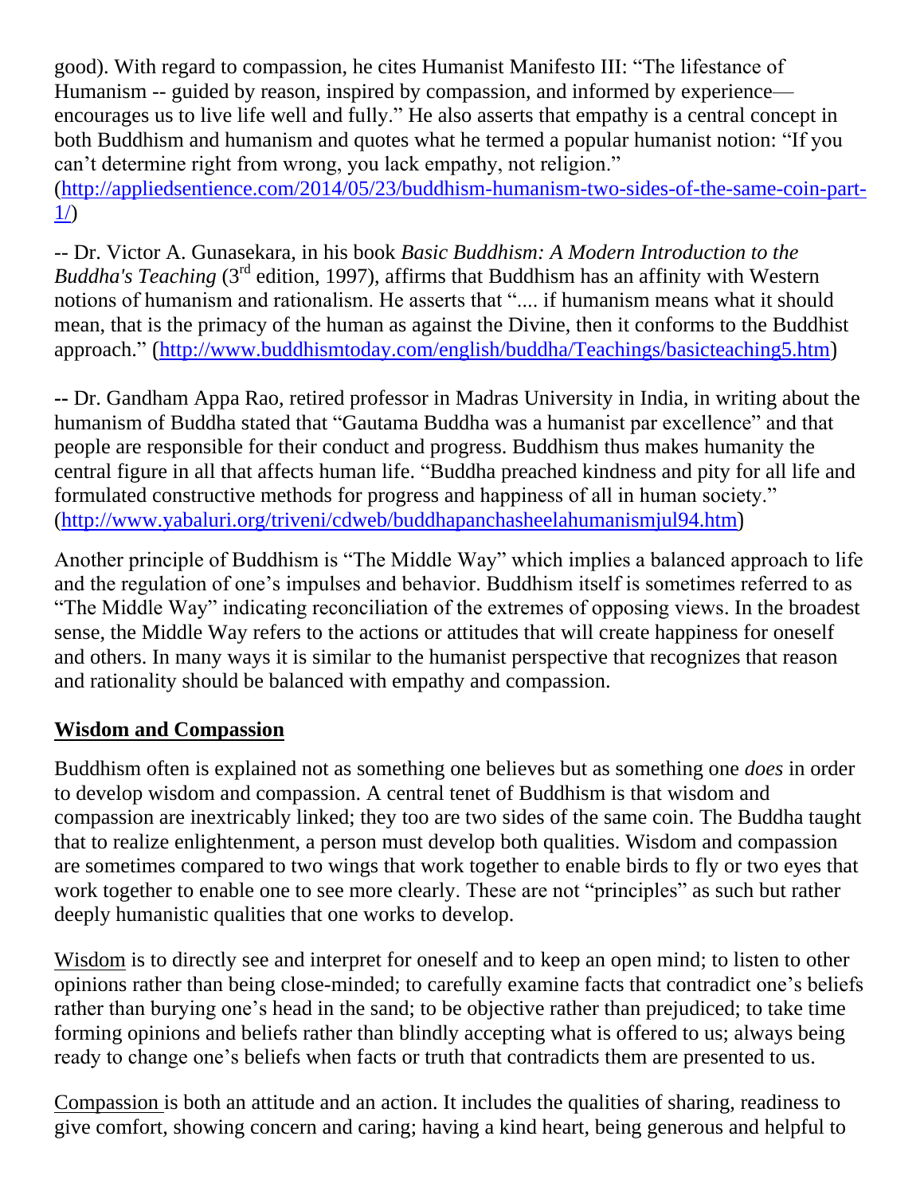good). With regard to compassion, he cites Humanist Manifesto III: "The lifestance of Humanism -- guided by reason, inspired by compassion, and informed by experience— encourages us to live life well and fully." He also asserts that empathy is a central concept in both Buddhism and humanism and quotes what he termed a popular humanist notion: "If you can't determine right from wrong, you lack empathy, not religion." (http://appliedsentience.com/2014/05/23/buddhism-humanism-two-sides-of-the-same-coin-part-1/)

-- Dr. Victor A. Gunasekara, in his book *Basic Buddhism: A Modern Introduction to the Buddha's Teaching* (3rd edition, 1997), affirms that Buddhism has an affinity with Western notions of humanism and rationalism. He asserts that ".... if humanism means what it should mean, that is the primacy of the human as against the Divine, then it conforms to the Buddhist approach." (http://www.buddhismtoday.com/english/buddha/Teachings/basicteaching5.htm)

-- Dr. Gandham Appa Rao, retired professor in Madras University in India, in writing about the humanism of Buddha stated that "Gautama Buddha was a humanist par excellence" and that people are responsible for their conduct and progress. Buddhism thus makes humanity the central figure in all that affects human life. "Buddha preached kindness and pity for all life and formulated constructive methods for progress and happiness of all in human society." (http://www.yabaluri.org/triveni/cdweb/buddhapanchasheelahumanismjul94.htm)

Another principle of Buddhism is "The Middle Way" which implies a balanced approach to life and the regulation of one's impulses and behavior. Buddhism itself is sometimes referred to as "The Middle Way" indicating reconciliation of the extremes of opposing views. In the broadest sense, the Middle Way refers to the actions or attitudes that will create happiness for oneself and others. In many ways it is similar to the humanist perspective that recognizes that reason and rationality should be balanced with empathy and compassion.

## Wisdom and Compassion

Buddhism often is explained not as something one believes but as something one *does* in order to develop wisdom and compassion. A central tenet of Buddhism is that wisdom and compassion are inextricably linked; they too are two sides of the same coin. The Buddha taught that to realize enlightenment, a person must develop both qualities. Wisdom and compassion are sometimes compared to two wings that work together to enable birds to fly or two eyes that work together to enable one to see more clearly. These are not "principles" as such but rather deeply humanistic qualities that one works to develop.

Wisdom is to directly see and interpret for oneself and to keep an open mind; to listen to other opinions rather than being close-minded; to carefully examine facts that contradict one's beliefs rather than burying one's head in the sand; to be objective rather than prejudiced; to take time forming opinions and beliefs rather than blindly accepting what is offered to us; always being ready to change one's beliefs when facts or truth that contradicts them are presented to us.

Compassion is both an attitude and an action. It includes the qualities of sharing, readiness to give comfort, showing concern and caring; having a kind heart, being generous and helpful to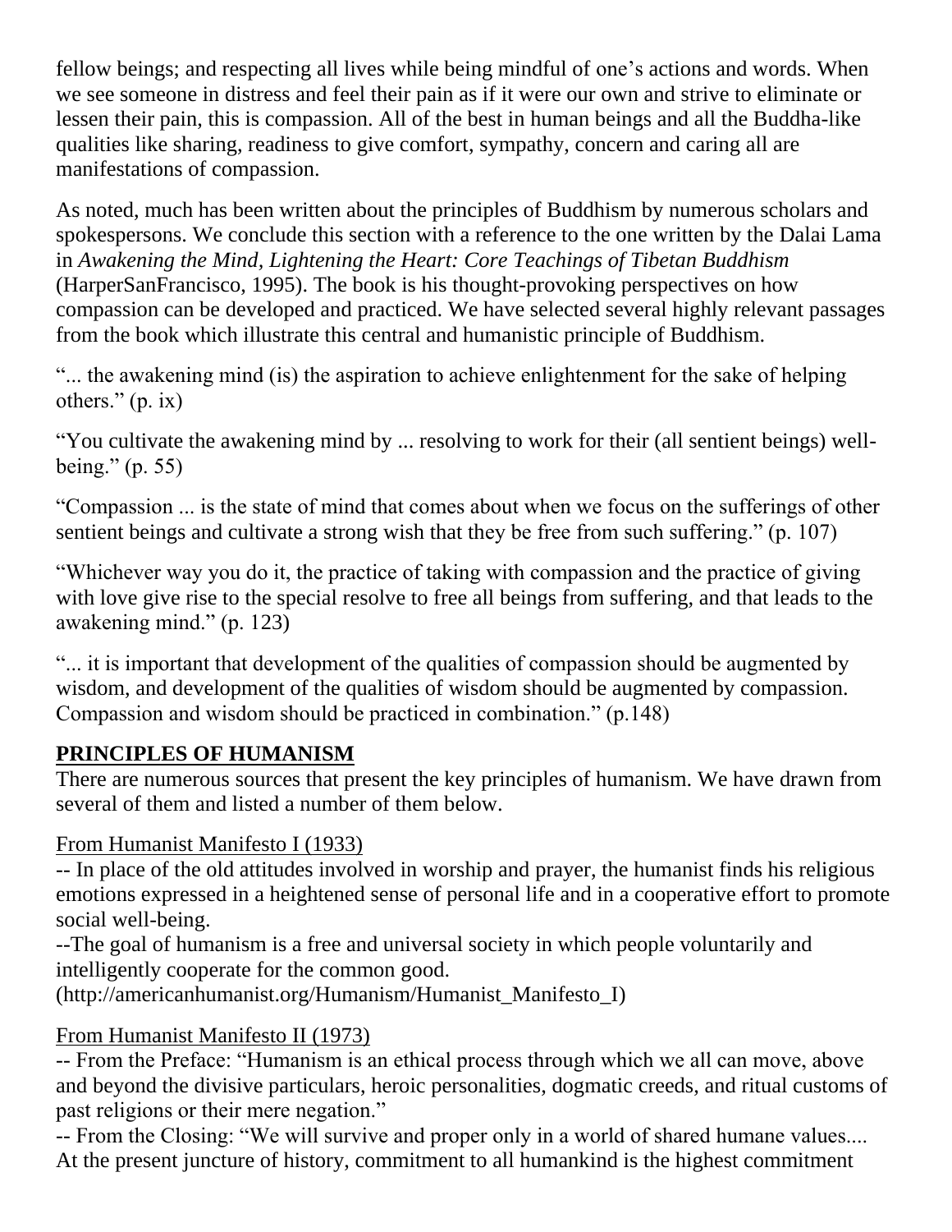fellow beings; and respecting all lives while being mindful of one's actions and words. When we see someone in distress and feel their pain as if it were our own and strive to eliminate or lessen their pain, this is compassion. All of the best in human beings and all the Buddha-like qualities like sharing, readiness to give comfort, sympathy, concern and caring all are manifestations of compassion.

As noted, much has been written about the principles of Buddhism by numerous scholars and spokespersons. We conclude this section with a reference to the one written by the Dalai Lama in *Awakening the Mind, Lightening the Heart: Core Teachings of Tibetan Buddhism* (HarperSanFrancisco, 1995). The book is his thought-provoking perspectives on how compassion can be developed and practiced. We have selected several highly relevant passages from the book which illustrate this central and humanistic principle of Buddhism.

"... the awakening mind (is) the aspiration to achieve enlightenment for the sake of helping others." (p. ix)

"You cultivate the awakening mind by ... resolving to work for their (all sentient beings) well-being." (p. 55)

"Compassion ... is the state of mind that comes about when we focus on the sufferings of other sentient beings and cultivate a strong wish that they be free from such suffering." (p. 107)

"Whichever way you do it, the practice of taking with compassion and the practice of giving with love give rise to the special resolve to free all beings from suffering, and that leads to the awakening mind." (p. 123)

"... it is important that development of the qualities of compassion should be augmented by wisdom, and development of the qualities of wisdom should be augmented by compassion. Compassion and wisdom should be practiced in combination." (p.148)

## PRINCIPLES OF HUMANISM

There are numerous sources that present the key principles of humanism. We have drawn from several of them and listed a number of them below.

From Humanist Manifesto I (1933)

-- In place of the old attitudes involved in worship and prayer, the humanist finds his religious emotions expressed in a heightened sense of personal life and in a cooperative effort to promote social well-being.

--The goal of humanism is a free and universal society in which people voluntarily and intelligently cooperate for the common good.

(http://americanhumanist.org/Humanism/Humanist_Manifesto_I)

From Humanist Manifesto II (1973)

-- From the Preface: "Humanism is an ethical process through which we all can move, above and beyond the divisive particulars, heroic personalities, dogmatic creeds, and ritual customs of past religions or their mere negation."

-- From the Closing: "We will survive and proper only in a world of shared humane values.... At the present juncture of history, commitment to all humankind is the highest commitment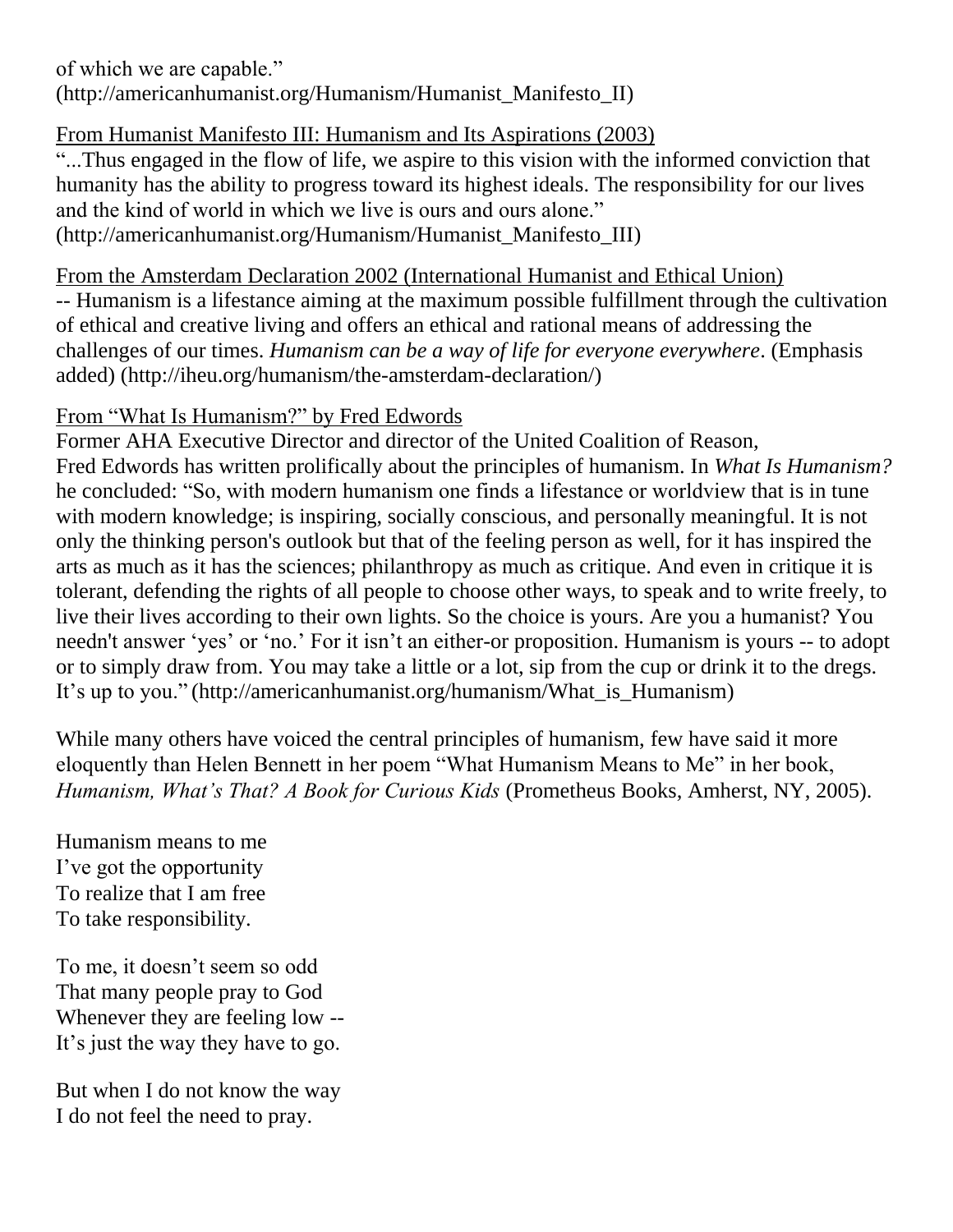of which we are capable."
(http://americanhumanist.org/Humanism/Humanist_Manifesto_II)

From Humanist Manifesto III: Humanism and Its Aspirations (2003)

"...Thus engaged in the flow of life, we aspire to this vision with the informed conviction that humanity has the ability to progress toward its highest ideals. The responsibility for our lives and the kind of world in which we live is ours and ours alone."
(http://americanhumanist.org/Humanism/Humanist_Manifesto_III)

From the Amsterdam Declaration 2002 (International Humanist and Ethical Union)

-- Humanism is a lifestance aiming at the maximum possible fulfillment through the cultivation of ethical and creative living and offers an ethical and rational means of addressing the challenges of our times. *Humanism can be a way of life for everyone everywhere*. (Emphasis added) (http://iheu.org/humanism/the-amsterdam-declaration/)

From "What Is Humanism?" by Fred Edwords

Former AHA Executive Director and director of the United Coalition of Reason, Fred Edwords has written prolifically about the principles of humanism. In *What Is Humanism?* he concluded: "So, with modern humanism one finds a lifestance or worldview that is in tune with modern knowledge; is inspiring, socially conscious, and personally meaningful. It is not only the thinking person's outlook but that of the feeling person as well, for it has inspired the arts as much as it has the sciences; philanthropy as much as critique. And even in critique it is tolerant, defending the rights of all people to choose other ways, to speak and to write freely, to live their lives according to their own lights. So the choice is yours. Are you a humanist? You needn't answer 'yes' or 'no.' For it isn't an either-or proposition. Humanism is yours -- to adopt or to simply draw from. You may take a little or a lot, sip from the cup or drink it to the dregs. It's up to you." (http://americanhumanist.org/humanism/What_is_Humanism)

While many others have voiced the central principles of humanism, few have said it more eloquently than Helen Bennett in her poem "What Humanism Means to Me" in her book, *Humanism, What's That? A Book for Curious Kids* (Prometheus Books, Amherst, NY, 2005).

Humanism means to me
I've got the opportunity
To realize that I am free
To take responsibility.

To me, it doesn't seem so odd
That many people pray to God
Whenever they are feeling low --
It's just the way they have to go.

But when I do not know the way
I do not feel the need to pray.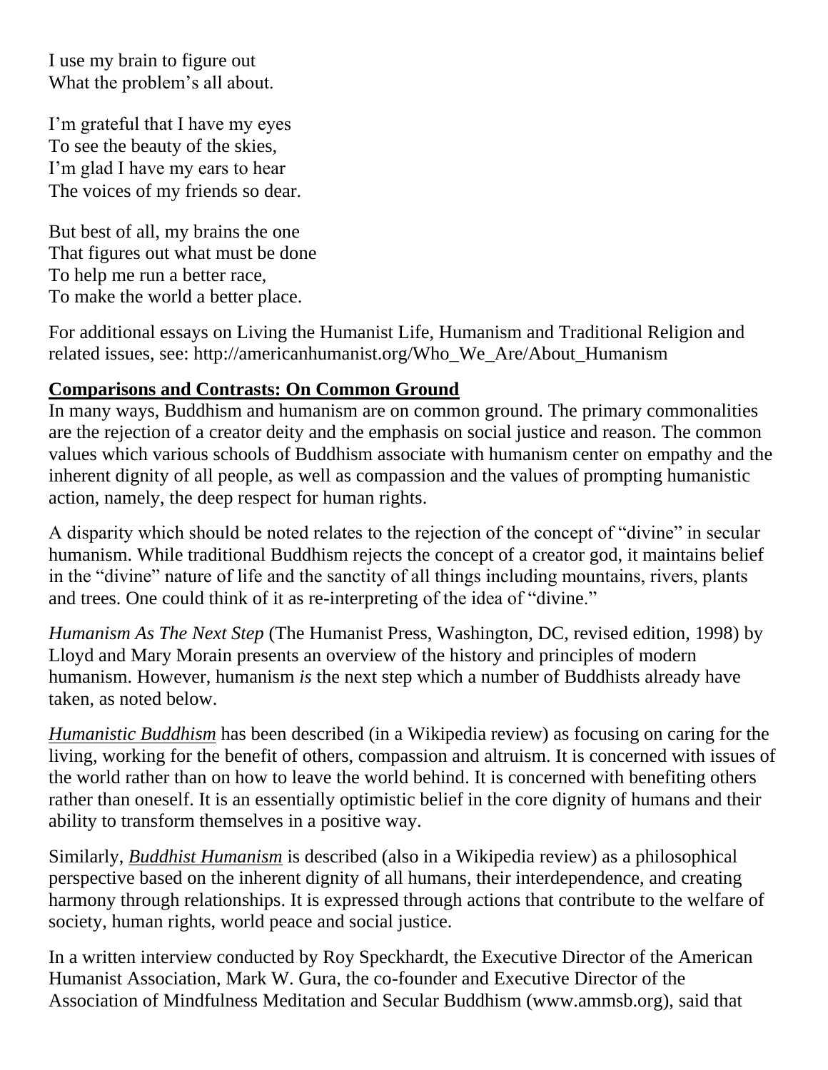I use my brain to figure out
What the problem's all about.

I'm grateful that I have my eyes
To see the beauty of the skies,
I'm glad I have my ears to hear
The voices of my friends so dear.

But best of all, my brains the one
That figures out what must be done
To help me run a better race,
To make the world a better place.

For additional essays on Living the Humanist Life, Humanism and Traditional Religion and related issues, see: http://americanhumanist.org/Who_We_Are/About_Humanism

**Comparisons and Contrasts: On Common Ground**

In many ways, Buddhism and humanism are on common ground. The primary commonalities are the rejection of a creator deity and the emphasis on social justice and reason. The common values which various schools of Buddhism associate with humanism center on empathy and the inherent dignity of all people, as well as compassion and the values of prompting humanistic action, namely, the deep respect for human rights.

A disparity which should be noted relates to the rejection of the concept of "divine" in secular humanism. While traditional Buddhism rejects the concept of a creator god, it maintains belief in the "divine" nature of life and the sanctity of all things including mountains, rivers, plants and trees. One could think of it as re-interpreting of the idea of "divine."

*Humanism As The Next Step* (The Humanist Press, Washington, DC, revised edition, 1998) by Lloyd and Mary Morain presents an overview of the history and principles of modern humanism. However, humanism *is* the next step which a number of Buddhists already have taken, as noted below.

*Humanistic Buddhism* has been described (in a Wikipedia review) as focusing on caring for the living, working for the benefit of others, compassion and altruism. It is concerned with issues of the world rather than on how to leave the world behind. It is concerned with benefiting others rather than oneself. It is an essentially optimistic belief in the core dignity of humans and their ability to transform themselves in a positive way.

Similarly, *Buddhist Humanism* is described (also in a Wikipedia review) as a philosophical perspective based on the inherent dignity of all humans, their interdependence, and creating harmony through relationships. It is expressed through actions that contribute to the welfare of society, human rights, world peace and social justice.

In a written interview conducted by Roy Speckhardt, the Executive Director of the American Humanist Association, Mark W. Gura, the co-founder and Executive Director of the Association of Mindfulness Meditation and Secular Buddhism (www.ammsb.org), said that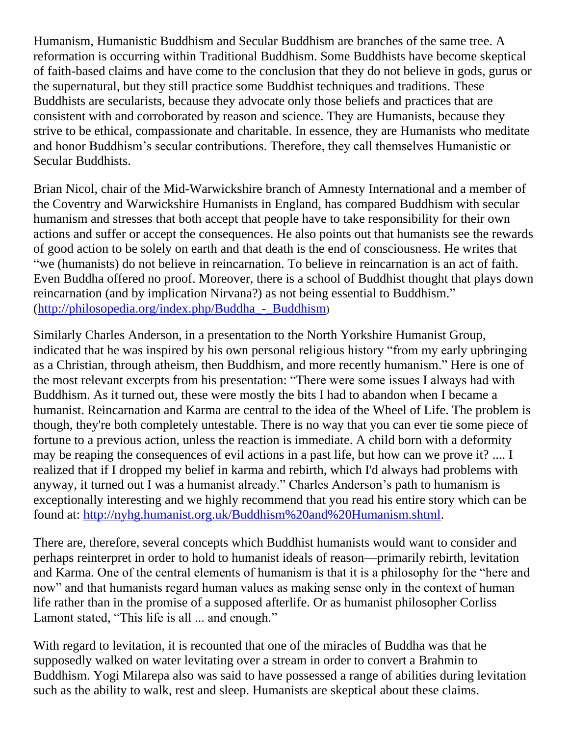Humanism, Humanistic Buddhism and Secular Buddhism are branches of the same tree. A reformation is occurring within Traditional Buddhism. Some Buddhists have become skeptical of faith-based claims and have come to the conclusion that they do not believe in gods, gurus or the supernatural, but they still practice some Buddhist techniques and traditions. These Buddhists are secularists, because they advocate only those beliefs and practices that are consistent with and corroborated by reason and science. They are Humanists, because they strive to be ethical, compassionate and charitable. In essence, they are Humanists who meditate and honor Buddhism's secular contributions. Therefore, they call themselves Humanistic or Secular Buddhists.

Brian Nicol, chair of the Mid-Warwickshire branch of Amnesty International and a member of the Coventry and Warwickshire Humanists in England, has compared Buddhism with secular humanism and stresses that both accept that people have to take responsibility for their own actions and suffer or accept the consequences. He also points out that humanists see the rewards of good action to be solely on earth and that death is the end of consciousness. He writes that "we (humanists) do not believe in reincarnation. To believe in reincarnation is an act of faith. Even Buddha offered no proof. Moreover, there is a school of Buddhist thought that plays down reincarnation (and by implication Nirvana?) as not being essential to Buddhism." ([http://philosopedia.org/index.php/Buddha_-_Buddhism](http://philosopedia.org/index.php/Buddha_-_Buddhism))

Similarly Charles Anderson, in a presentation to the North Yorkshire Humanist Group, indicated that he was inspired by his own personal religious history "from my early upbringing as a Christian, through atheism, then Buddhism, and more recently humanism." Here is one of the most relevant excerpts from his presentation: "There were some issues I always had with Buddhism. As it turned out, these were mostly the bits I had to abandon when I became a humanist. Reincarnation and Karma are central to the idea of the Wheel of Life. The problem is though, they're both completely untestable. There is no way that you can ever tie some piece of fortune to a previous action, unless the reaction is immediate. A child born with a deformity may be reaping the consequences of evil actions in a past life, but how can we prove it? .... I realized that if I dropped my belief in karma and rebirth, which I'd always had problems with anyway, it turned out I was a humanist already." Charles Anderson's path to humanism is exceptionally interesting and we highly recommend that you read his entire story which can be found at: [http://nyhg.humanist.org.uk/Buddhism%20and%20Humanism.shtml](http://nyhg.humanist.org.uk/Buddhism%20and%20Humanism.shtml).

There are, therefore, several concepts which Buddhist humanists would want to consider and perhaps reinterpret in order to hold to humanist ideals of reason—primarily rebirth, levitation and Karma. One of the central elements of humanism is that it is a philosophy for the "here and now" and that humanists regard human values as making sense only in the context of human life rather than in the promise of a supposed afterlife. Or as humanist philosopher Corliss Lamont stated, "This life is all ... and enough."

With regard to levitation, it is recounted that one of the miracles of Buddha was that he supposedly walked on water levitating over a stream in order to convert a Brahmin to Buddhism. Yogi Milarepa also was said to have possessed a range of abilities during levitation such as the ability to walk, rest and sleep. Humanists are skeptical about these claims.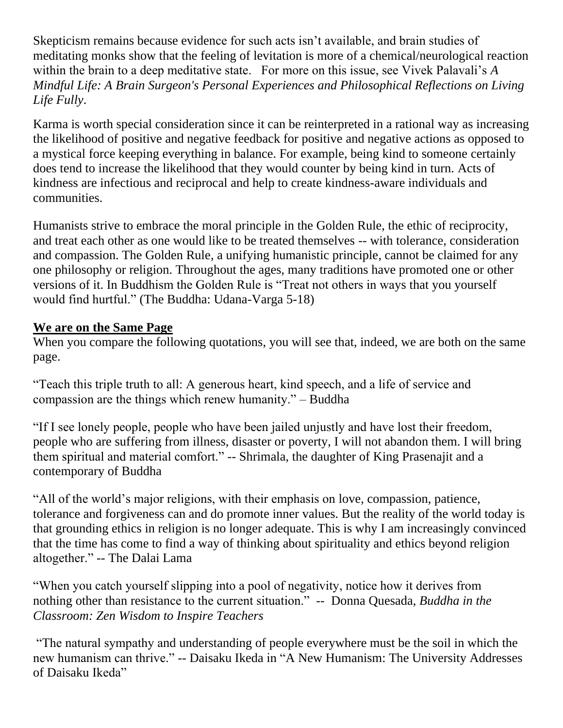Skepticism remains because evidence for such acts isn't available, and brain studies of meditating monks show that the feeling of levitation is more of a chemical/neurological reaction within the brain to a deep meditative state.   For more on this issue, see Vivek Palavali's *A Mindful Life: A Brain Surgeon's Personal Experiences and Philosophical Reflections on Living Life Fully*.

Karma is worth special consideration since it can be reinterpreted in a rational way as increasing the likelihood of positive and negative feedback for positive and negative actions as opposed to a mystical force keeping everything in balance. For example, being kind to someone certainly does tend to increase the likelihood that they would counter by being kind in turn. Acts of kindness are infectious and reciprocal and help to create kindness-aware individuals and communities.

Humanists strive to embrace the moral principle in the Golden Rule, the ethic of reciprocity, and treat each other as one would like to be treated themselves -- with tolerance, consideration and compassion. The Golden Rule, a unifying humanistic principle, cannot be claimed for any one philosophy or religion. Throughout the ages, many traditions have promoted one or other versions of it. In Buddhism the Golden Rule is "Treat not others in ways that you yourself would find hurtful." (The Buddha: Udana-Varga 5-18)

**We are on the Same Page**

When you compare the following quotations, you will see that, indeed, we are both on the same page.

"Teach this triple truth to all: A generous heart, kind speech, and a life of service and compassion are the things which renew humanity." – Buddha

"If I see lonely people, people who have been jailed unjustly and have lost their freedom, people who are suffering from illness, disaster or poverty, I will not abandon them. I will bring them spiritual and material comfort." -- Shrimala, the daughter of King Prasenajit and a contemporary of Buddha

"All of the world's major religions, with their emphasis on love, compassion, patience, tolerance and forgiveness can and do promote inner values. But the reality of the world today is that grounding ethics in religion is no longer adequate. This is why I am increasingly convinced that the time has come to find a way of thinking about spirituality and ethics beyond religion altogether." -- The Dalai Lama

"When you catch yourself slipping into a pool of negativity, notice how it derives from nothing other than resistance to the current situation."  --  Donna Quesada, *Buddha in the Classroom: Zen Wisdom to Inspire Teachers*

"The natural sympathy and understanding of people everywhere must be the soil in which the new humanism can thrive." -- Daisaku Ikeda in "A New Humanism: The University Addresses of Daisaku Ikeda"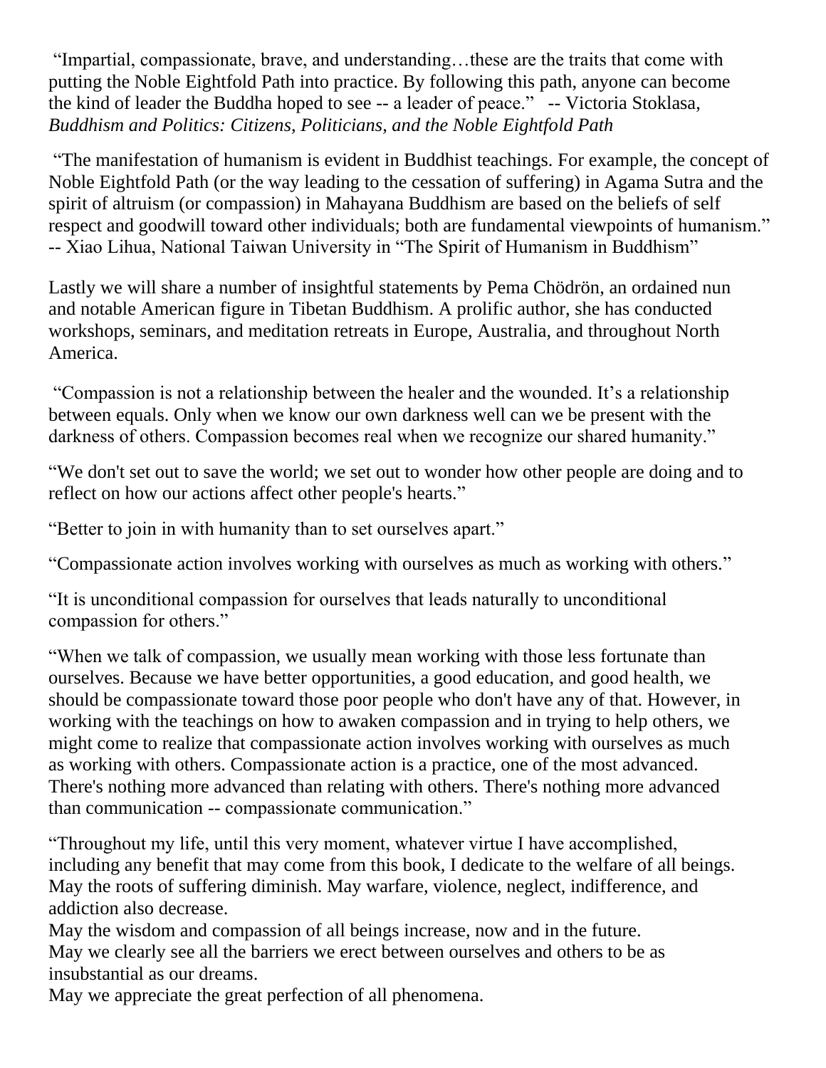"Impartial, compassionate, brave, and understanding…these are the traits that come with putting the Noble Eightfold Path into practice. By following this path, anyone can become the kind of leader the Buddha hoped to see -- a leader of peace." -- Victoria Stoklasa, *Buddhism and Politics: Citizens, Politicians, and the Noble Eightfold Path*

"The manifestation of humanism is evident in Buddhist teachings. For example, the concept of Noble Eightfold Path (or the way leading to the cessation of suffering) in Agama Sutra and the spirit of altruism (or compassion) in Mahayana Buddhism are based on the beliefs of self respect and goodwill toward other individuals; both are fundamental viewpoints of humanism." -- Xiao Lihua, National Taiwan University in "The Spirit of Humanism in Buddhism"

Lastly we will share a number of insightful statements by Pema Chödrön, an ordained nun and notable American figure in Tibetan Buddhism. A prolific author, she has conducted workshops, seminars, and meditation retreats in Europe, Australia, and throughout North America.

"Compassion is not a relationship between the healer and the wounded. It's a relationship between equals. Only when we know our own darkness well can we be present with the darkness of others. Compassion becomes real when we recognize our shared humanity."

"We don't set out to save the world; we set out to wonder how other people are doing and to reflect on how our actions affect other people's hearts."

"Better to join in with humanity than to set ourselves apart."

"Compassionate action involves working with ourselves as much as working with others."

"It is unconditional compassion for ourselves that leads naturally to unconditional compassion for others."

"When we talk of compassion, we usually mean working with those less fortunate than ourselves. Because we have better opportunities, a good education, and good health, we should be compassionate toward those poor people who don't have any of that. However, in working with the teachings on how to awaken compassion and in trying to help others, we might come to realize that compassionate action involves working with ourselves as much as working with others. Compassionate action is a practice, one of the most advanced. There's nothing more advanced than relating with others. There's nothing more advanced than communication -- compassionate communication."

"Throughout my life, until this very moment, whatever virtue I have accomplished, including any benefit that may come from this book, I dedicate to the welfare of all beings. May the roots of suffering diminish. May warfare, violence, neglect, indifference, and addiction also decrease.
May the wisdom and compassion of all beings increase, now and in the future.
May we clearly see all the barriers we erect between ourselves and others to be as insubstantial as our dreams.
May we appreciate the great perfection of all phenomena.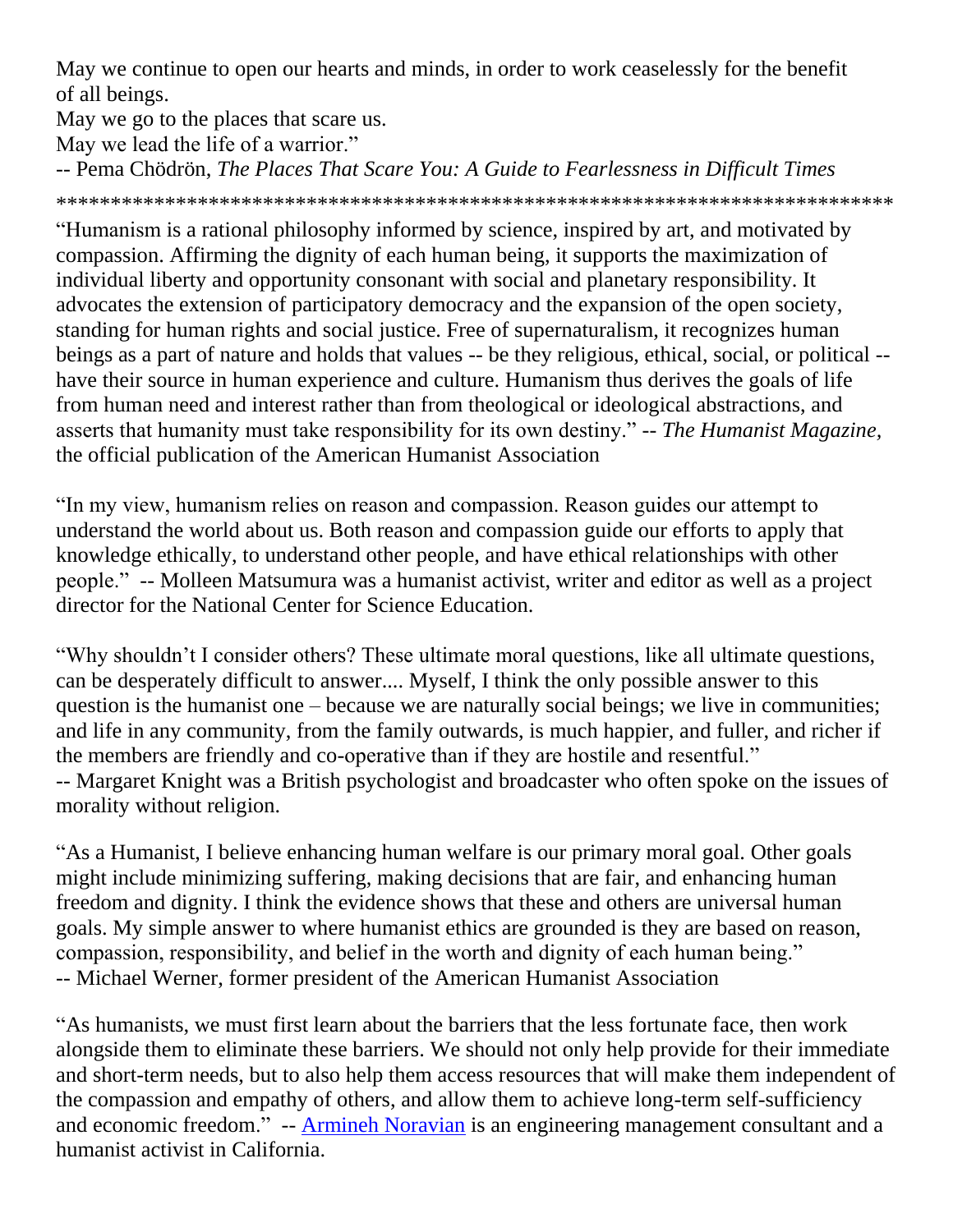May we continue to open our hearts and minds, in order to work ceaselessly for the benefit of all beings.
May we go to the places that scare us.
May we lead the life of a warrior."
-- Pema Chödrön, *The Places That Scare You: A Guide to Fearlessness in Difficult Times*

********************************************************************************

"Humanism is a rational philosophy informed by science, inspired by art, and motivated by compassion. Affirming the dignity of each human being, it supports the maximization of individual liberty and opportunity consonant with social and planetary responsibility. It advocates the extension of participatory democracy and the expansion of the open society, standing for human rights and social justice. Free of supernaturalism, it recognizes human beings as a part of nature and holds that values -- be they religious, ethical, social, or political -- have their source in human experience and culture. Humanism thus derives the goals of life from human need and interest rather than from theological or ideological abstractions, and asserts that humanity must take responsibility for its own destiny." -- *The Humanist Magazine,* the official publication of the American Humanist Association

"In my view, humanism relies on reason and compassion. Reason guides our attempt to understand the world about us. Both reason and compassion guide our efforts to apply that knowledge ethically, to understand other people, and have ethical relationships with other people." -- Molleen Matsumura was a humanist activist, writer and editor as well as a project director for the National Center for Science Education.

"Why shouldn't I consider others? These ultimate moral questions, like all ultimate questions, can be desperately difficult to answer.... Myself, I think the only possible answer to this question is the humanist one – because we are naturally social beings; we live in communities; and life in any community, from the family outwards, is much happier, and fuller, and richer if the members are friendly and co-operative than if they are hostile and resentful."
-- Margaret Knight was a British psychologist and broadcaster who often spoke on the issues of morality without religion.

"As a Humanist, I believe enhancing human welfare is our primary moral goal. Other goals might include minimizing suffering, making decisions that are fair, and enhancing human freedom and dignity. I think the evidence shows that these and others are universal human goals. My simple answer to where humanist ethics are grounded is they are based on reason, compassion, responsibility, and belief in the worth and dignity of each human being."
-- Michael Werner, former president of the American Humanist Association

"As humanists, we must first learn about the barriers that the less fortunate face, then work alongside them to eliminate these barriers. We should not only help provide for their immediate and short-term needs, but to also help them access resources that will make them independent of the compassion and empathy of others, and allow them to achieve long-term self-sufficiency and economic freedom." -- Armineh Noravian is an engineering management consultant and a humanist activist in California.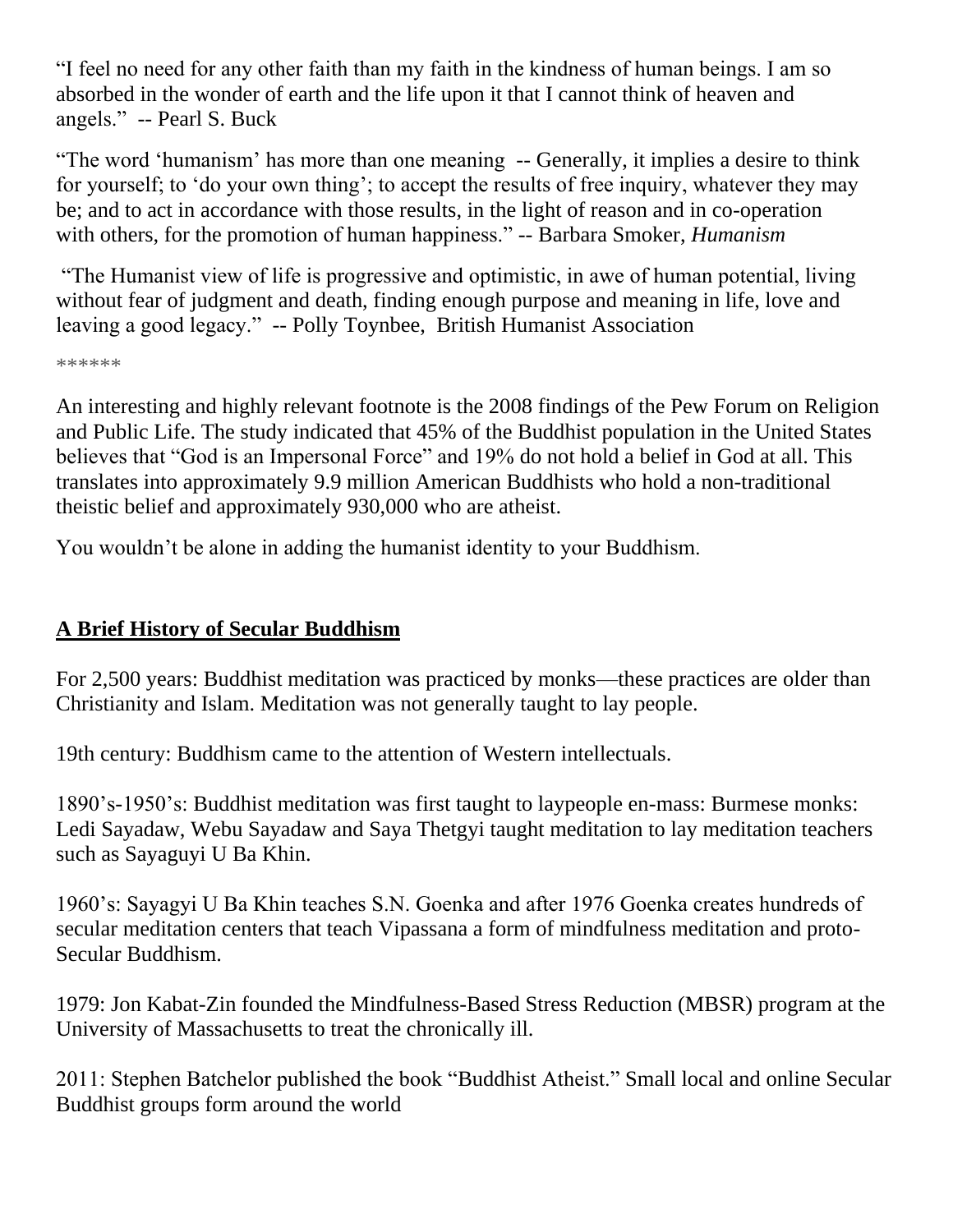"I feel no need for any other faith than my faith in the kindness of human beings. I am so absorbed in the wonder of earth and the life upon it that I cannot think of heaven and angels." -- Pearl S. Buck

"The word 'humanism' has more than one meaning -- Generally, it implies a desire to think for yourself; to 'do your own thing'; to accept the results of free inquiry, whatever they may be; and to act in accordance with those results, in the light of reason and in co-operation with others, for the promotion of human happiness." -- Barbara Smoker, *Humanism*

"The Humanist view of life is progressive and optimistic, in awe of human potential, living without fear of judgment and death, finding enough purpose and meaning in life, love and leaving a good legacy." -- Polly Toynbee, British Humanist Association

******

An interesting and highly relevant footnote is the 2008 findings of the Pew Forum on Religion and Public Life. The study indicated that 45% of the Buddhist population in the United States believes that "God is an Impersonal Force" and 19% do not hold a belief in God at all. This translates into approximately 9.9 million American Buddhists who hold a non-traditional theistic belief and approximately 930,000 who are atheist.

You wouldn't be alone in adding the humanist identity to your Buddhism.

## A Brief History of Secular Buddhism

For 2,500 years: Buddhist meditation was practiced by monks—these practices are older than Christianity and Islam. Meditation was not generally taught to lay people.

19th century: Buddhism came to the attention of Western intellectuals.

1890's-1950's: Buddhist meditation was first taught to laypeople en-mass: Burmese monks: Ledi Sayadaw, Webu Sayadaw and Saya Thetgyi taught meditation to lay meditation teachers such as Sayaguyi U Ba Khin.

1960's: Sayagyi U Ba Khin teaches S.N. Goenka and after 1976 Goenka creates hundreds of secular meditation centers that teach Vipassana a form of mindfulness meditation and proto-Secular Buddhism.

1979: Jon Kabat-Zin founded the Mindfulness-Based Stress Reduction (MBSR) program at the University of Massachusetts to treat the chronically ill.

2011: Stephen Batchelor published the book "Buddhist Atheist." Small local and online Secular Buddhist groups form around the world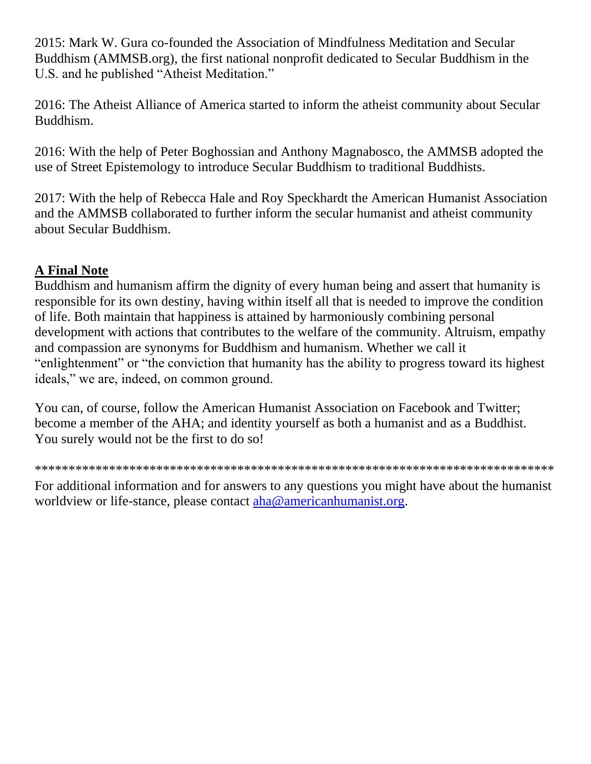2015: Mark W. Gura co-founded the Association of Mindfulness Meditation and Secular Buddhism (AMMSB.org), the first national nonprofit dedicated to Secular Buddhism in the U.S. and he published "Atheist Meditation."

2016: The Atheist Alliance of America started to inform the atheist community about Secular Buddhism.

2016: With the help of Peter Boghossian and Anthony Magnabosco, the AMMSB adopted the use of Street Epistemology to introduce Secular Buddhism to traditional Buddhists.

2017: With the help of Rebecca Hale and Roy Speckhardt the American Humanist Association and the AMMSB collaborated to further inform the secular humanist and atheist community about Secular Buddhism.

**A Final Note**

Buddhism and humanism affirm the dignity of every human being and assert that humanity is responsible for its own destiny, having within itself all that is needed to improve the condition of life. Both maintain that happiness is attained by harmoniously combining personal development with actions that contributes to the welfare of the community. Altruism, empathy and compassion are synonyms for Buddhism and humanism. Whether we call it "enlightenment" or "the conviction that humanity has the ability to progress toward its highest ideals," we are, indeed, on common ground.

You can, of course, follow the American Humanist Association on Facebook and Twitter; become a member of the AHA; and identity yourself as both a humanist and as a Buddhist. You surely would not be the first to do so!

******************************************************************************

For additional information and for answers to any questions you might have about the humanist worldview or life-stance, please contact aha@americanhumanist.org.